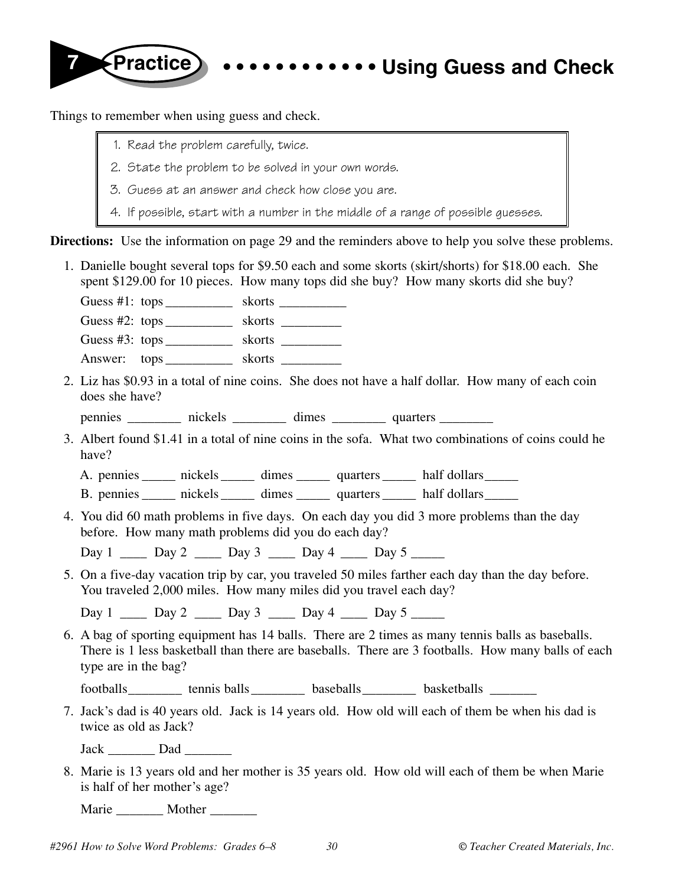# 7 Practice • • • • • • • • • • • • • Using Guess and Check

Things to remember when using guess and check.

1. Read the problem carefully, twice.
2. State the problem to be solved in your own words.
3. Guess at an answer and check how close you are.
4. If possible, start with a number in the middle of a range of possible guesses.

**Directions:** Use the information on page 29 and the reminders above to help you solve these problems.

1. Danielle bought several tops for $9.50 each and some skorts (skirt/shorts) for $18.00 each. She spent $129.00 for 10 pieces. How many tops did she buy? How many skorts did she buy?

   Guess #1: tops __________ skorts __________

   Guess #2: tops __________ skorts _________

   Guess #3: tops __________ skorts _________

   Answer: tops __________ skorts _________

2. Liz has $0.93 in a total of nine coins. She does not have a half dollar. How many of each coin does she have?

   pennies ________ nickels ________ dimes ________ quarters ________

3. Albert found $1.41 in a total of nine coins in the sofa. What two combinations of coins could he have?

   A. pennies _____ nickels _____ dimes _____ quarters _____ half dollars_____

   B. pennies _____ nickels _____ dimes _____ quarters _____ half dollars_____

4. You did 60 math problems in five days. On each day you did 3 more problems than the day before. How many math problems did you do each day?

   Day 1 ____ Day 2 ____ Day 3 ____ Day 4 ____ Day 5 _____

5. On a five-day vacation trip by car, you traveled 50 miles farther each day than the day before. You traveled 2,000 miles. How many miles did you travel each day?

   Day 1 ____ Day 2 ____ Day 3 ____ Day 4 ____ Day 5 _____

6. A bag of sporting equipment has 14 balls. There are 2 times as many tennis balls as baseballs. There is 1 less basketball than there are baseballs. There are 3 footballs. How many balls of each type are in the bag?

   footballs________ tennis balls________ baseballs________ basketballs _______

7. Jack's dad is 40 years old. Jack is 14 years old. How old will each of them be when his dad is twice as old as Jack?

   Jack _______ Dad _______

8. Marie is 13 years old and her mother is 35 years old. How old will each of them be when Marie is half of her mother's age?

   Marie _______ Mother _______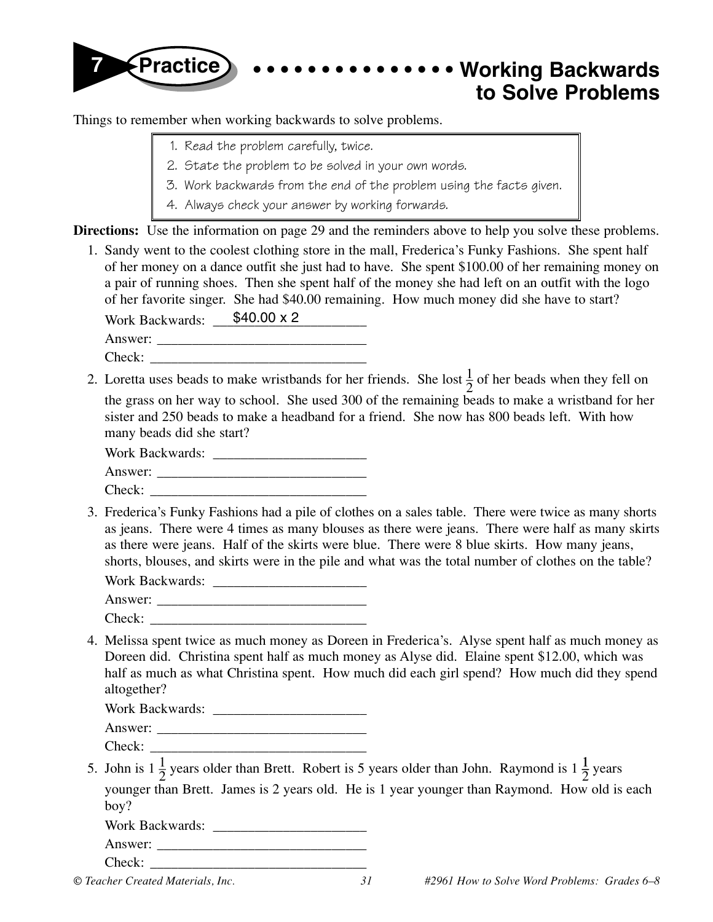# 7 Practice • • • • • • • • • • • • • • • Working Backwards to Solve Problems

Things to remember when working backwards to solve problems.

> 1. Read the problem carefully, twice.
> 2. State the problem to be solved in your own words.
> 3. Work backwards from the end of the problem using the facts given.
> 4. Always check your answer by working forwards.

**Directions:** Use the information on page 29 and the reminders above to help you solve these problems.

1. Sandy went to the coolest clothing store in the mall, Frederica's Funky Fashions. She spent half of her money on a dance outfit she just had to have. She spent $100.00 of her remaining money on a pair of running shoes. Then she spent half of the money she had left on an outfit with the logo of her favorite singer. She had $40.00 remaining. How much money did she have to start?

   Work Backwards: $40.00 x 2

   Answer: ______________________________

   Check: _______________________________

2. Loretta uses beads to make wristbands for her friends. She lost $\frac{1}{2}$ of her beads when they fell on the grass on her way to school. She used 300 of the remaining beads to make a wristband for her sister and 250 beads to make a headband for a friend. She now has 800 beads left. With how many beads did she start?

   Work Backwards: ______________________

   Answer: ______________________________

   Check: _______________________________

3. Frederica's Funky Fashions had a pile of clothes on a sales table. There were twice as many shorts as jeans. There were 4 times as many blouses as there were jeans. There were half as many skirts as there were jeans. Half of the skirts were blue. There were 8 blue skirts. How many jeans, shorts, blouses, and skirts were in the pile and what was the total number of clothes on the table?

   Work Backwards: ______________________

   Answer: ______________________________

   Check: _______________________________

4. Melissa spent twice as much money as Doreen in Frederica's. Alyse spent half as much money as Doreen did. Christina spent half as much money as Alyse did. Elaine spent $12.00, which was half as much as what Christina spent. How much did each girl spend? How much did they spend altogether?

   Work Backwards: ______________________

   Answer: ______________________________

   Check: _______________________________

5. John is $1\frac{1}{2}$ years older than Brett. Robert is 5 years older than John. Raymond is $1\frac{1}{2}$ years younger than Brett. James is 2 years old. He is 1 year younger than Raymond. How old is each boy?

   Work Backwards: ______________________

   Answer: ______________________________

   Check: _______________________________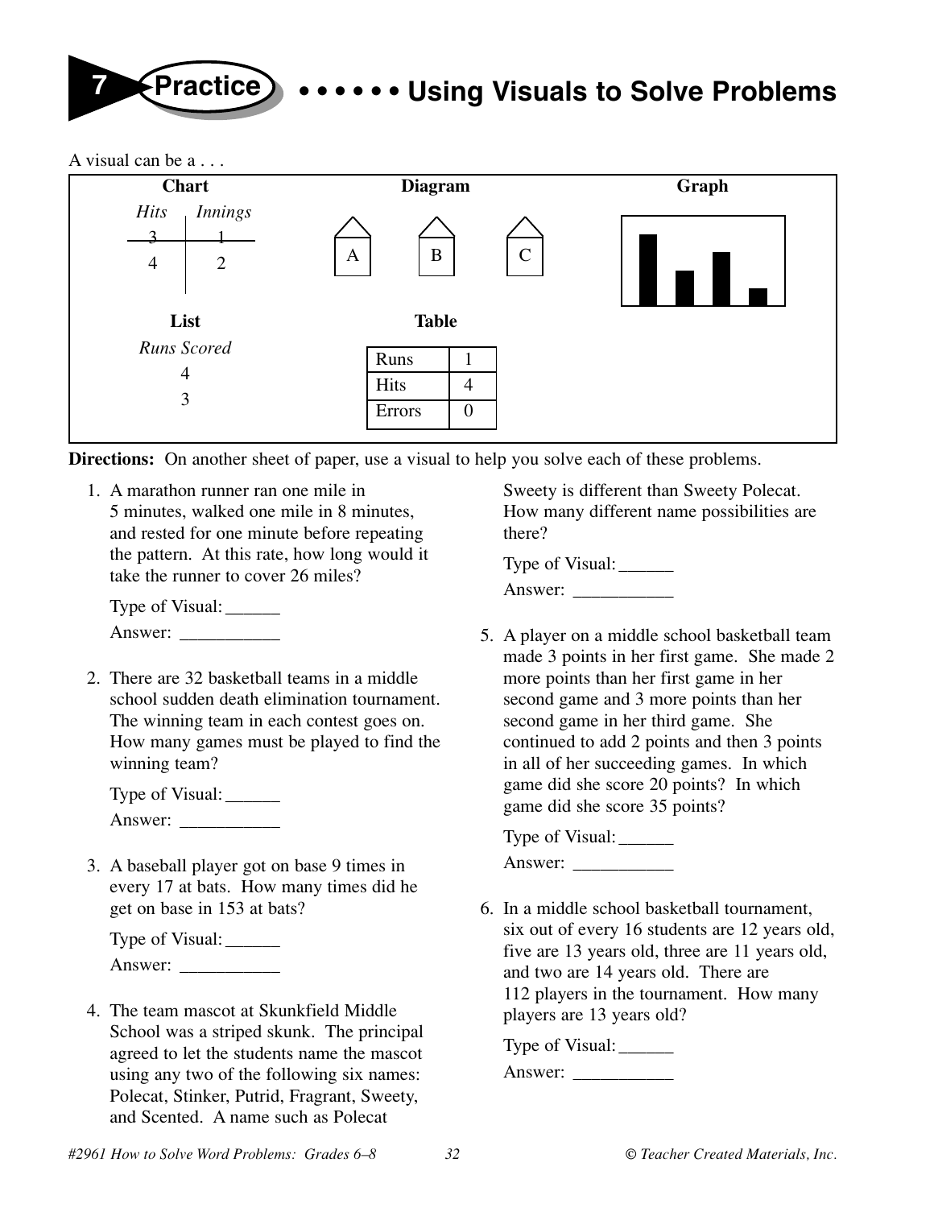# 7 Practice • • • • • • Using Visuals to Solve Problems

A visual can be a . . .

**Chart**

*Hits* | *Innings*

3 | 1

4 | 2

**Diagram**

A B C

**Graph**

**List**

*Runs Scored*

4

3

**Table**

| | |
|---|---|
| Runs | 1 |
| Hits | 4 |
| Errors | 0 |

**Directions:** On another sheet of paper, use a visual to help you solve each of these problems.

1. A marathon runner ran one mile in 5 minutes, walked one mile in 8 minutes, and rested for one minute before repeating the pattern. At this rate, how long would it take the runner to cover 26 miles?

   Type of Visual: ______

   Answer: ___________

2. There are 32 basketball teams in a middle school sudden death elimination tournament. The winning team in each contest goes on. How many games must be played to find the winning team?

   Type of Visual: ______

   Answer: ___________

3. A baseball player got on base 9 times in every 17 at bats. How many times did he get on base in 153 at bats?

   Type of Visual: ______

   Answer: ___________

4. The team mascot at Skunkfield Middle School was a striped skunk. The principal agreed to let the students name the mascot using any two of the following six names: Polecat, Stinker, Putrid, Fragrant, Sweety, and Scented. A name such as Polecat Sweety is different than Sweety Polecat. How many different name possibilities are there?

   Type of Visual: ______

   Answer: ___________

5. A player on a middle school basketball team made 3 points in her first game. She made 2 more points than her first game in her second game and 3 more points than her second game in her third game. She continued to add 2 points and then 3 points in all of her succeeding games. In which game did she score 20 points? In which game did she score 35 points?

   Type of Visual: ______

   Answer: ___________

6. In a middle school basketball tournament, six out of every 16 students are 12 years old, five are 13 years old, three are 11 years old, and two are 14 years old. There are 112 players in the tournament. How many players are 13 years old?

   Type of Visual: ______

   Answer: ___________